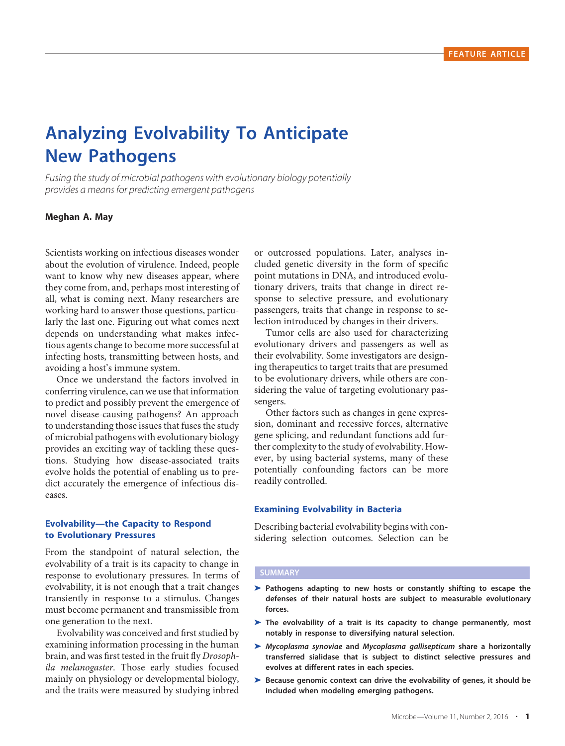FEATURE ARTICLE

# Analyzing Evolvability To Anticipate New Pathogens

*Fusing the study of microbial pathogens with evolutionary biology potentially provides a means for predicting emergent pathogens*

**Meghan A. May**

Scientists working on infectious diseases wonder about the evolution of virulence. Indeed, people want to know why new diseases appear, where they come from, and, perhaps most interesting of all, what is coming next. Many researchers are working hard to answer those questions, particularly the last one. Figuring out what comes next depends on understanding what makes infectious agents change to become more successful at infecting hosts, transmitting between hosts, and avoiding a host's immune system.

Once we understand the factors involved in conferring virulence, can we use that information to predict and possibly prevent the emergence of novel disease-causing pathogens? An approach to understanding those issues that fuses the study of microbial pathogens with evolutionary biology provides an exciting way of tackling these questions. Studying how disease-associated traits evolve holds the potential of enabling us to predict accurately the emergence of infectious diseases.

## Evolvability—the Capacity to Respond to Evolutionary Pressures

From the standpoint of natural selection, the evolvability of a trait is its capacity to change in response to evolutionary pressures. In terms of evolvability, it is not enough that a trait changes transiently in response to a stimulus. Changes must become permanent and transmissible from one generation to the next.

Evolvability was conceived and first studied by examining information processing in the human brain, and was first tested in the fruit fly *Drosophila melanogaster*. Those early studies focused mainly on physiology or developmental biology, and the traits were measured by studying inbred or outcrossed populations. Later, analyses included genetic diversity in the form of specific point mutations in DNA, and introduced evolutionary drivers, traits that change in direct response to selective pressure, and evolutionary passengers, traits that change in response to selection introduced by changes in their drivers.

Tumor cells are also used for characterizing evolutionary drivers and passengers as well as their evolvability. Some investigators are designing therapeutics to target traits that are presumed to be evolutionary drivers, while others are considering the value of targeting evolutionary passengers.

Other factors such as changes in gene expression, dominant and recessive forces, alternative gene splicing, and redundant functions add further complexity to the study of evolvability. However, by using bacterial systems, many of these potentially confounding factors can be more readily controlled.

## Examining Evolvability in Bacteria

Describing bacterial evolvability begins with considering selection outcomes. Selection can be

**SUMMARY**

- **Pathogens adapting to new hosts or constantly shifting to escape the defenses of their natural hosts are subject to measurable evolutionary forces.**
- **The evolvability of a trait is its capacity to change permanently, most notably in response to diversifying natural selection.**
- ***Mycoplasma synoviae* and *Mycoplasma gallisepticum* share a horizontally transferred sialidase that is subject to distinct selective pressures and evolves at different rates in each species.**
- **Because genomic context can drive the evolvability of genes, it should be included when modeling emerging pathogens.**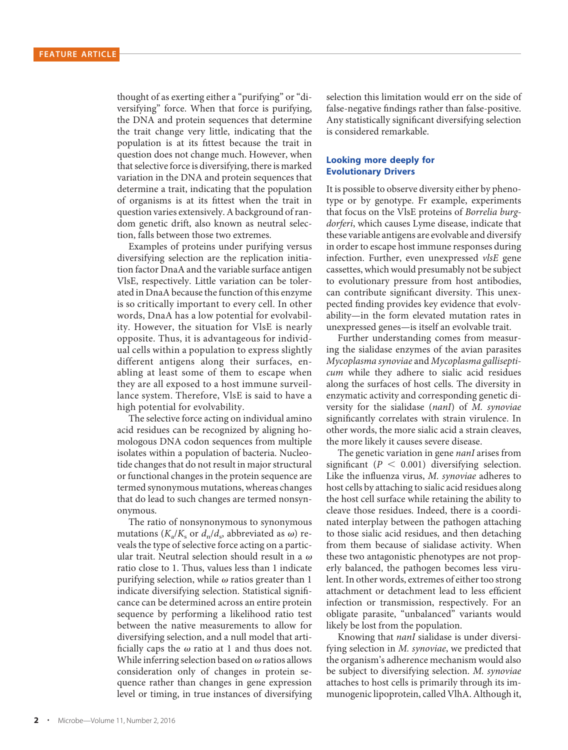thought of as exerting either a "purifying" or "diversifying" force. When that force is purifying, the DNA and protein sequences that determine the trait change very little, indicating that the population is at its fittest because the trait in question does not change much. However, when that selective force is diversifying, there is marked variation in the DNA and protein sequences that determine a trait, indicating that the population of organisms is at its fittest when the trait in question varies extensively. A background of random genetic drift, also known as neutral selection, falls between those two extremes.

Examples of proteins under purifying versus diversifying selection are the replication initiation factor DnaA and the variable surface antigen VlsE, respectively. Little variation can be tolerated in DnaA because the function of this enzyme is so critically important to every cell. In other words, DnaA has a low potential for evolvability. However, the situation for VlsE is nearly opposite. Thus, it is advantageous for individual cells within a population to express slightly different antigens along their surfaces, enabling at least some of them to escape when they are all exposed to a host immune surveillance system. Therefore, VlsE is said to have a high potential for evolvability.

The selective force acting on individual amino acid residues can be recognized by aligning homologous DNA codon sequences from multiple isolates within a population of bacteria. Nucleotide changes that do not result in major structural or functional changes in the protein sequence are termed synonymous mutations, whereas changes that do lead to such changes are termed nonsynonymous.

The ratio of nonsynonymous to synonymous mutations ($K_a/K_s$ or $d_n/d_s$, abbreviated as $\omega$) reveals the type of selective force acting on a particular trait. Neutral selection should result in a $\omega$ ratio close to 1. Thus, values less than 1 indicate purifying selection, while $\omega$ ratios greater than 1 indicate diversifying selection. Statistical significance can be determined across an entire protein sequence by performing a likelihood ratio test between the native measurements to allow for diversifying selection, and a null model that artificially caps the $\omega$ ratio at 1 and thus does not. While inferring selection based on $\omega$ ratios allows consideration only of changes in protein sequence rather than changes in gene expression level or timing, in true instances of diversifying selection this limitation would err on the side of false-negative findings rather than false-positive. Any statistically significant diversifying selection is considered remarkable.

## Looking more deeply for Evolutionary Drivers

It is possible to observe diversity either by phenotype or by genotype. Fr example, experiments that focus on the VlsE proteins of *Borrelia burgdorferi*, which causes Lyme disease, indicate that these variable antigens are evolvable and diversify in order to escape host immune responses during infection. Further, even unexpressed *vlsE* gene cassettes, which would presumably not be subject to evolutionary pressure from host antibodies, can contribute significant diversity. This unexpected finding provides key evidence that evolvability—in the form elevated mutation rates in unexpressed genes—is itself an evolvable trait.

Further understanding comes from measuring the sialidase enzymes of the avian parasites *Mycoplasma synoviae* and *Mycoplasma gallisepticum* while they adhere to sialic acid residues along the surfaces of host cells. The diversity in enzymatic activity and corresponding genetic diversity for the sialidase (*nanI*) of *M. synoviae* significantly correlates with strain virulence. In other words, the more sialic acid a strain cleaves, the more likely it causes severe disease.

The genetic variation in gene *nanI* arises from significant ($P < 0.001$) diversifying selection. Like the influenza virus, *M. synoviae* adheres to host cells by attaching to sialic acid residues along the host cell surface while retaining the ability to cleave those residues. Indeed, there is a coordinated interplay between the pathogen attaching to those sialic acid residues, and then detaching from them because of sialidase activity. When these two antagonistic phenotypes are not properly balanced, the pathogen becomes less virulent. In other words, extremes of either too strong attachment or detachment lead to less efficient infection or transmission, respectively. For an obligate parasite, "unbalanced" variants would likely be lost from the population.

Knowing that *nanI* sialidase is under diversifying selection in *M. synoviae*, we predicted that the organism's adherence mechanism would also be subject to diversifying selection. *M. synoviae* attaches to host cells is primarily through its immunogenic lipoprotein, called VlhA. Although it,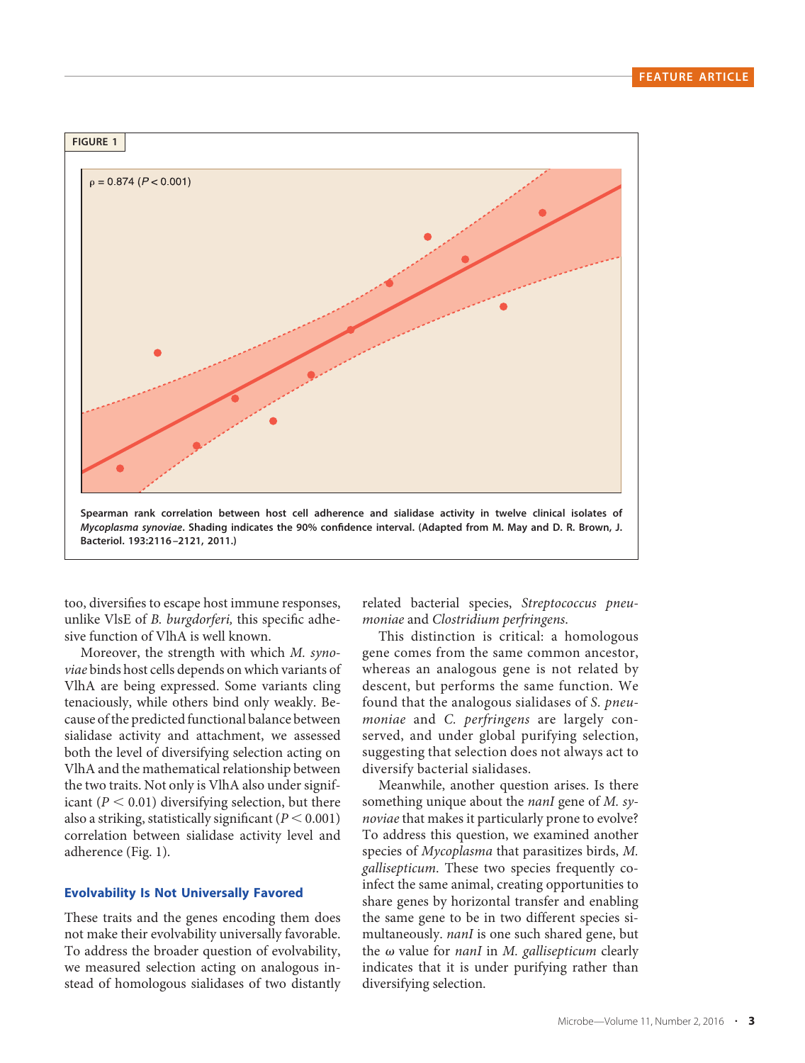FIGURE 1

ρ = 0.874 ($P < 0.001$)

**Spearman rank correlation between host cell adherence and sialidase activity in twelve clinical isolates of *Mycoplasma synoviae*. Shading indicates the 90% confidence interval. (Adapted from M. May and D. R. Brown, J. Bacteriol. 193:2116–2121, 2011.)**

too, diversifies to escape host immune responses, unlike VlsE of *B. burgdorferi,* this specific adhesive function of VlhA is well known.

Moreover, the strength with which *M. synoviae* binds host cells depends on which variants of VlhA are being expressed. Some variants cling tenaciously, while others bind only weakly. Because of the predicted functional balance between sialidase activity and attachment, we assessed both the level of diversifying selection acting on VlhA and the mathematical relationship between the two traits. Not only is VlhA also under significant ($P < 0.01$) diversifying selection, but there also a striking, statistically significant ($P < 0.001$) correlation between sialidase activity level and adherence (Fig. 1).

## Evolvability Is Not Universally Favored

These traits and the genes encoding them does not make their evolvability universally favorable. To address the broader question of evolvability, we measured selection acting on analogous instead of homologous sialidases of two distantly related bacterial species, *Streptococcus pneumoniae* and *Clostridium perfringens.*

This distinction is critical: a homologous gene comes from the same common ancestor, whereas an analogous gene is not related by descent, but performs the same function. We found that the analogous sialidases of *S. pneumoniae* and *C. perfringens* are largely conserved, and under global purifying selection, suggesting that selection does not always act to diversify bacterial sialidases.

Meanwhile, another question arises. Is there something unique about the *nanI* gene of *M. synoviae* that makes it particularly prone to evolve? To address this question, we examined another species of *Mycoplasma* that parasitizes birds, *M. gallisepticum*. These two species frequently coinfect the same animal, creating opportunities to share genes by horizontal transfer and enabling the same gene to be in two different species simultaneously. *nanI* is one such shared gene, but the $\omega$ value for *nanI* in *M. gallisepticum* clearly indicates that it is under purifying rather than diversifying selection.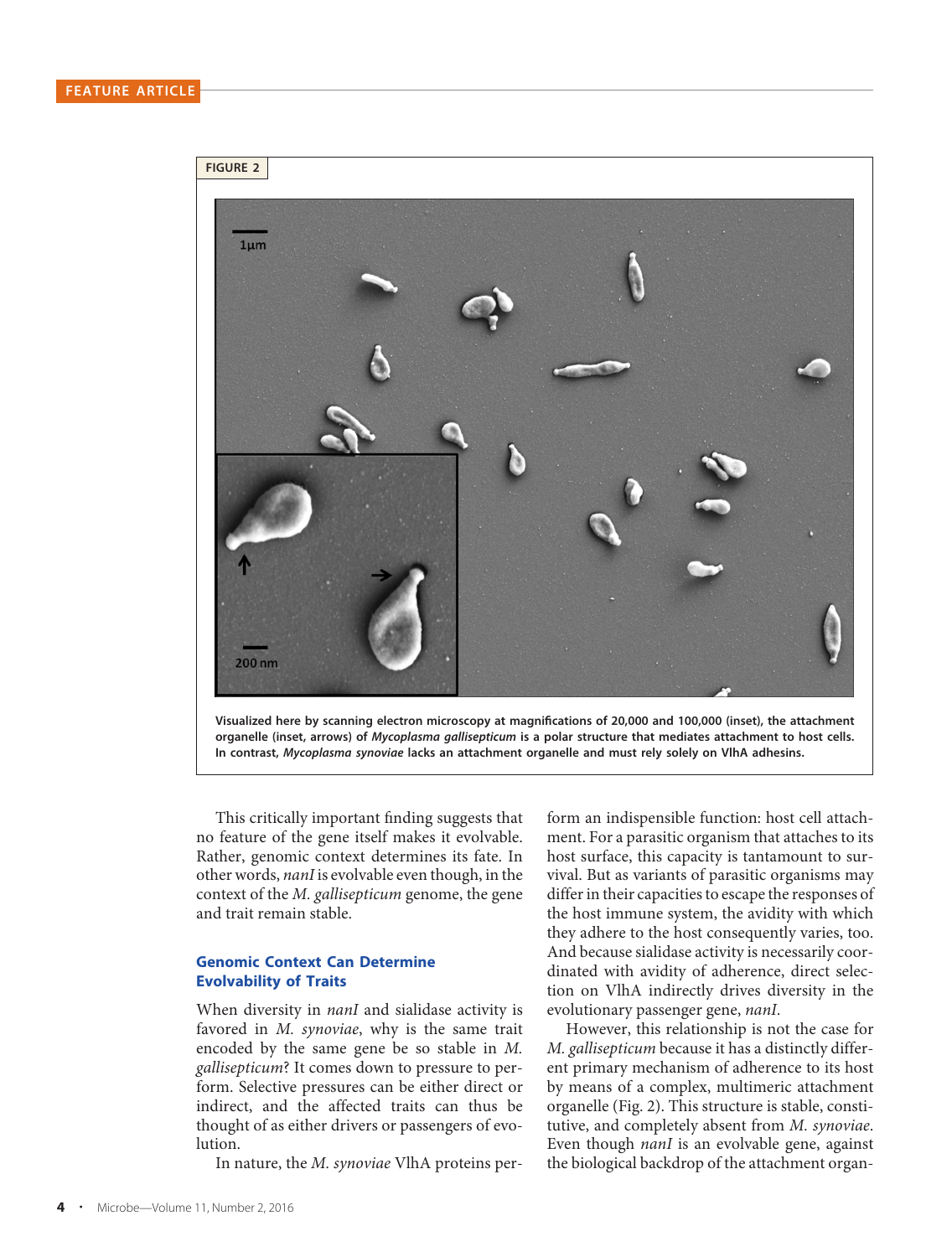FIGURE 2

Visualized here by scanning electron microscopy at magnifications of 20,000 and 100,000 (inset), the attachment organelle (inset, arrows) of *Mycoplasma gallisepticum* is a polar structure that mediates attachment to host cells. In contrast, *Mycoplasma synoviae* lacks an attachment organelle and must rely solely on VlhA adhesins.

This critically important finding suggests that no feature of the gene itself makes it evolvable. Rather, genomic context determines its fate. In other words, *nanI* is evolvable even though, in the context of the *M. gallisepticum* genome, the gene and trait remain stable.

## Genomic Context Can Determine Evolvability of Traits

When diversity in *nanI* and sialidase activity is favored in *M. synoviae*, why is the same trait encoded by the same gene be so stable in *M. gallisepticum*? It comes down to pressure to perform. Selective pressures can be either direct or indirect, and the affected traits can thus be thought of as either drivers or passengers of evolution.

In nature, the *M. synoviae* VlhA proteins perform an indispensible function: host cell attachment. For a parasitic organism that attaches to its host surface, this capacity is tantamount to survival. But as variants of parasitic organisms may differ in their capacities to escape the responses of the host immune system, the avidity with which they adhere to the host consequently varies, too. And because sialidase activity is necessarily coordinated with avidity of adherence, direct selection on VlhA indirectly drives diversity in the evolutionary passenger gene, *nanI*.

However, this relationship is not the case for *M. gallisepticum* because it has a distinctly different primary mechanism of adherence to its host by means of a complex, multimeric attachment organelle (Fig. 2). This structure is stable, constitutive, and completely absent from *M. synoviae*. Even though *nanI* is an evolvable gene, against the biological backdrop of the attachment organ-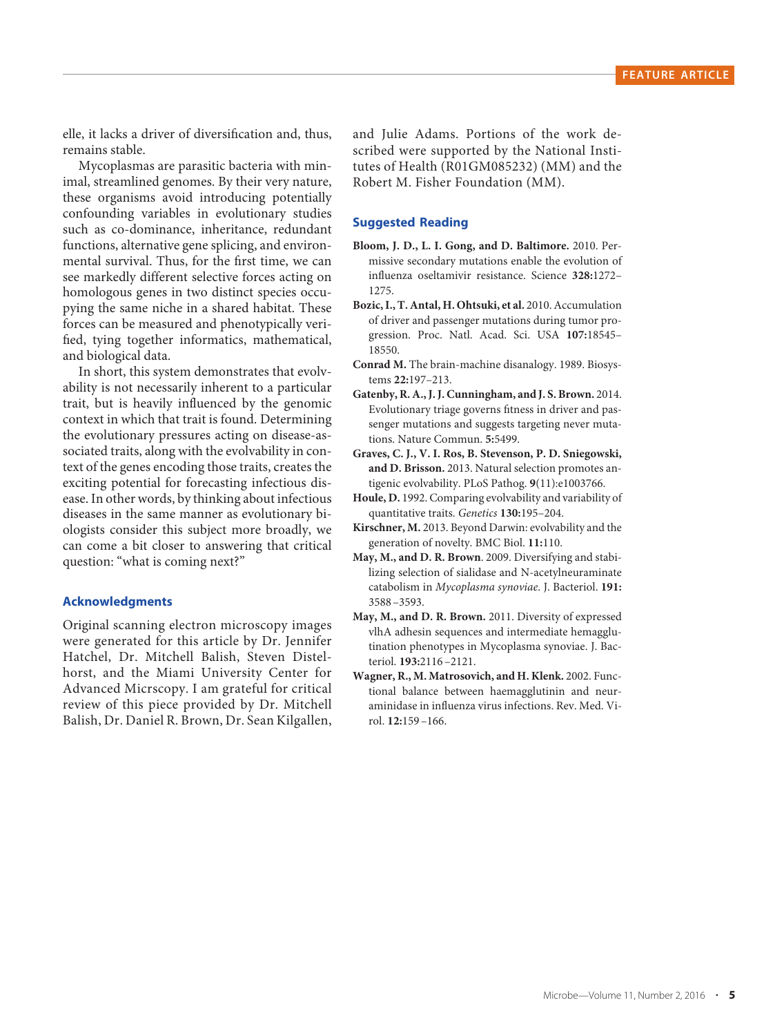elle, it lacks a driver of diversification and, thus, remains stable.

Mycoplasmas are parasitic bacteria with minimal, streamlined genomes. By their very nature, these organisms avoid introducing potentially confounding variables in evolutionary studies such as co-dominance, inheritance, redundant functions, alternative gene splicing, and environmental survival. Thus, for the first time, we can see markedly different selective forces acting on homologous genes in two distinct species occupying the same niche in a shared habitat. These forces can be measured and phenotypically verified, tying together informatics, mathematical, and biological data.

In short, this system demonstrates that evolvability is not necessarily inherent to a particular trait, but is heavily influenced by the genomic context in which that trait is found. Determining the evolutionary pressures acting on disease-associated traits, along with the evolvability in context of the genes encoding those traits, creates the exciting potential for forecasting infectious disease. In other words, by thinking about infectious diseases in the same manner as evolutionary biologists consider this subject more broadly, we can come a bit closer to answering that critical question: "what is coming next?"

## Acknowledgments

Original scanning electron microscopy images were generated for this article by Dr. Jennifer Hatchel, Dr. Mitchell Balish, Steven Distelhorst, and the Miami University Center for Advanced Micrscopy. I am grateful for critical review of this piece provided by Dr. Mitchell Balish, Dr. Daniel R. Brown, Dr. Sean Kilgallen, and Julie Adams. Portions of the work described were supported by the National Institutes of Health (R01GM085232) (MM) and the Robert M. Fisher Foundation (MM).

## Suggested Reading

**Bloom, J. D., L. I. Gong, and D. Baltimore.** 2010. Permissive secondary mutations enable the evolution of influenza oseltamivir resistance. Science **328:**1272–1275.

**Bozic, I., T. Antal, H. Ohtsuki, et al.** 2010. Accumulation of driver and passenger mutations during tumor progression. Proc. Natl. Acad. Sci. USA **107:**18545–18550.

**Conrad M.** The brain-machine disanalogy. 1989. Biosystems **22:**197–213.

**Gatenby, R. A., J. J. Cunningham, and J. S. Brown.** 2014. Evolutionary triage governs fitness in driver and passenger mutations and suggests targeting never mutations. Nature Commun. **5:**5499.

**Graves, C. J., V. I. Ros, B. Stevenson, P. D. Sniegowski, and D. Brisson.** 2013. Natural selection promotes antigenic evolvability. PLoS Pathog. **9**(11):e1003766.

**Houle, D.** 1992. Comparing evolvability and variability of quantitative traits. *Genetics* **130:**195–204.

**Kirschner, M.** 2013. Beyond Darwin: evolvability and the generation of novelty. BMC Biol. **11:**110.

**May, M., and D. R. Brown**. 2009. Diversifying and stabilizing selection of sialidase and N-acetylneuraminate catabolism in *Mycoplasma synoviae.* J. Bacteriol. **191:** 3588 –3593.

**May, M., and D. R. Brown.** 2011. Diversity of expressed vlhA adhesin sequences and intermediate hemagglutination phenotypes in Mycoplasma synoviae. J. Bacteriol. **193:**2116 –2121.

**Wagner, R., M. Matrosovich, and H. Klenk.** 2002. Functional balance between haemagglutinin and neuraminidase in influenza virus infections. Rev. Med. Virol. **12:**159 –166.